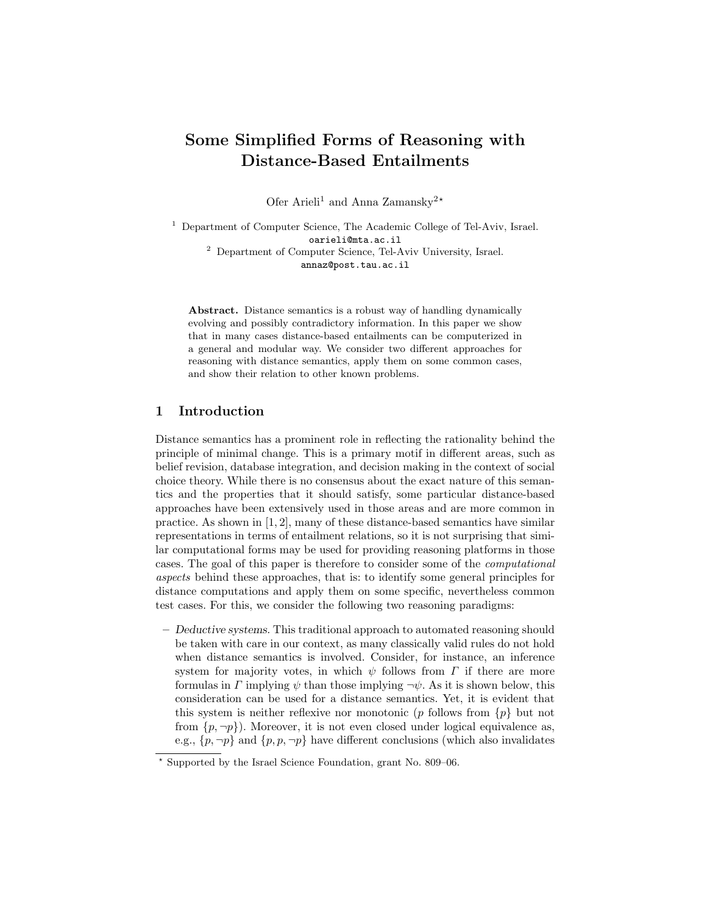# Some Simplified Forms of Reasoning with Distance-Based Entailments

Ofer Arieli[1] and Anna Zamansky[2]*

[1] Department of Computer Science, The Academic College of Tel-Aviv, Israel.
oarieli@mta.ac.il

[2] Department of Computer Science, Tel-Aviv University, Israel.
annaz@post.tau.ac.il

**Abstract.** Distance semantics is a robust way of handling dynamically evolving and possibly contradictory information. In this paper we show that in many cases distance-based entailments can be computerized in a general and modular way. We consider two different approaches for reasoning with distance semantics, apply them on some common cases, and show their relation to other known problems.

## 1 Introduction

Distance semantics has a prominent role in reflecting the rationality behind the principle of minimal change. This is a primary motif in different areas, such as belief revision, database integration, and decision making in the context of social choice theory. While there is no consensus about the exact nature of this semantics and the properties that it should satisfy, some particular distance-based approaches have been extensively used in those areas and are more common in practice. As shown in [1, 2], many of these distance-based semantics have similar representations in terms of entailment relations, so it is not surprising that similar computational forms may be used for providing reasoning platforms in those cases. The goal of this paper is therefore to consider some of the *computational aspects* behind these approaches, that is: to identify some general principles for distance computations and apply them on some specific, nevertheless common test cases. For this, we consider the following two reasoning paradigms:

- *Deductive systems*. This traditional approach to automated reasoning should be taken with care in our context, as many classically valid rules do not hold when distance semantics is involved. Consider, for instance, an inference system for majority votes, in which $\psi$ follows from $\Gamma$ if there are more formulas in $\Gamma$ implying $\psi$ than those implying $\neg\psi$. As it is shown below, this consideration can be used for a distance semantics. Yet, it is evident that this system is neither reflexive nor monotonic ($p$ follows from $\{p\}$ but not from $\{p, \neg p\}$). Moreover, it is not even closed under logical equivalence as, e.g., $\{p, \neg p\}$ and $\{p, p, \neg p\}$ have different conclusions (which also invalidates

* Supported by the Israel Science Foundation, grant No. 809–06.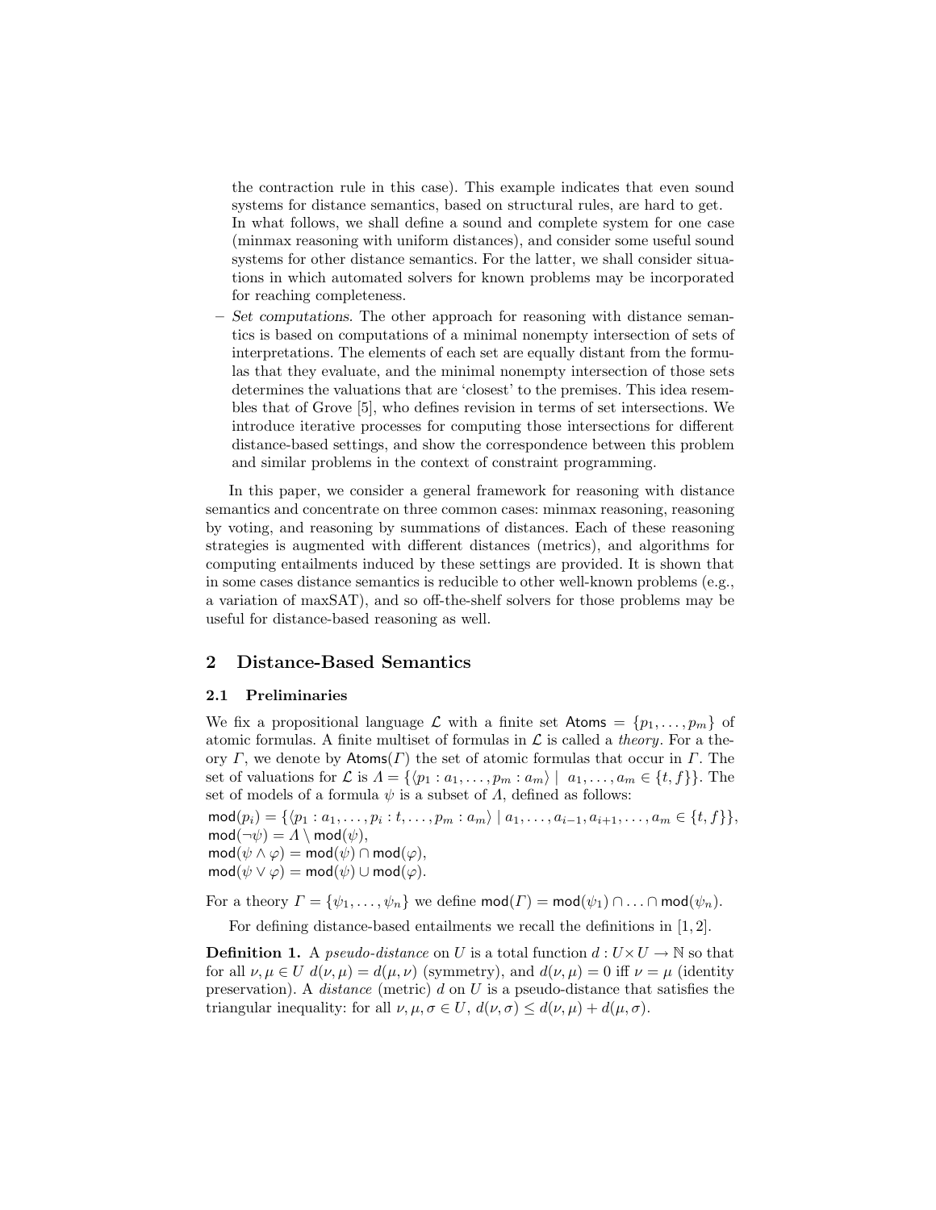the contraction rule in this case). This example indicates that even sound systems for distance semantics, based on structural rules, are hard to get. In what follows, we shall define a sound and complete system for one case (minmax reasoning with uniform distances), and consider some useful sound systems for other distance semantics. For the latter, we shall consider situations in which automated solvers for known problems may be incorporated for reaching completeness.

– *Set computations.* The other approach for reasoning with distance semantics is based on computations of a minimal nonempty intersection of sets of interpretations. The elements of each set are equally distant from the formulas that they evaluate, and the minimal nonempty intersection of those sets determines the valuations that are 'closest' to the premises. This idea resembles that of Grove [5], who defines revision in terms of set intersections. We introduce iterative processes for computing those intersections for different distance-based settings, and show the correspondence between this problem and similar problems in the context of constraint programming.

In this paper, we consider a general framework for reasoning with distance semantics and concentrate on three common cases: minmax reasoning, reasoning by voting, and reasoning by summations of distances. Each of these reasoning strategies is augmented with different distances (metrics), and algorithms for computing entailments induced by these settings are provided. It is shown that in some cases distance semantics is reducible to other well-known problems (e.g., a variation of maxSAT), and so off-the-shelf solvers for those problems may be useful for distance-based reasoning as well.

## 2 Distance-Based Semantics

### 2.1 Preliminaries

We fix a propositional language $\mathcal{L}$ with a finite set $\mathsf{Atoms} = \{p_1, \ldots, p_m\}$ of atomic formulas. A finite multiset of formulas in $\mathcal{L}$ is called a *theory*. For a theory $\Gamma$, we denote by $\mathsf{Atoms}(\Gamma)$ the set of atomic formulas that occur in $\Gamma$. The set of valuations for $\mathcal{L}$ is $\Lambda = \{\langle p_1 : a_1, \ldots, p_m : a_m\rangle \mid a_1, \ldots, a_m \in \{t, f\}\}$. The set of models of a formula $\psi$ is a subset of $\Lambda$, defined as follows:

$\mathsf{mod}(p_i) = \{\langle p_1 : a_1, \ldots, p_i : t, \ldots, p_m : a_m\rangle \mid a_1, \ldots, a_{i-1}, a_{i+1}, \ldots, a_m \in \{t, f\}\}$,
$\mathsf{mod}(\neg\psi) = \Lambda \setminus \mathsf{mod}(\psi)$,
$\mathsf{mod}(\psi \wedge \varphi) = \mathsf{mod}(\psi) \cap \mathsf{mod}(\varphi)$,
$\mathsf{mod}(\psi \vee \varphi) = \mathsf{mod}(\psi) \cup \mathsf{mod}(\varphi)$.

For a theory $\Gamma = \{\psi_1, \ldots, \psi_n\}$ we define $\mathsf{mod}(\Gamma) = \mathsf{mod}(\psi_1) \cap \ldots \cap \mathsf{mod}(\psi_n)$.

For defining distance-based entailments we recall the definitions in [1, 2].

**Definition 1.** A *pseudo-distance* on $U$ is a total function $d : U \times U \to \mathbb{N}$ so that for all $\nu, \mu \in U$ $d(\nu, \mu) = d(\mu, \nu)$ (symmetry), and $d(\nu, \mu) = 0$ iff $\nu = \mu$ (identity preservation). A *distance* (metric) $d$ on $U$ is a pseudo-distance that satisfies the triangular inequality: for all $\nu, \mu, \sigma \in U$, $d(\nu, \sigma) \leq d(\nu, \mu) + d(\mu, \sigma)$.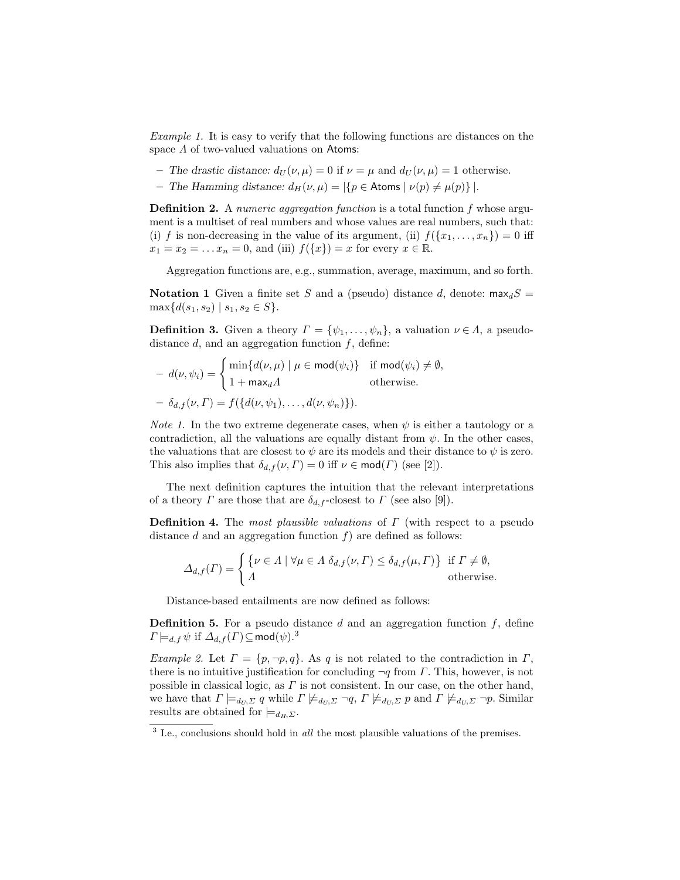*Example 1.* It is easy to verify that the following functions are distances on the space $\Lambda$ of two-valued valuations on $\mathsf{Atoms}$:

- *The drastic distance:* $d_U(\nu, \mu) = 0$ if $\nu = \mu$ and $d_U(\nu, \mu) = 1$ otherwise.
- *The Hamming distance:* $d_H(\nu, \mu) = |\{p \in \mathsf{Atoms} \mid \nu(p) \neq \mu(p)\}|$.

**Definition 2.** A *numeric aggregation function* is a total function $f$ whose argument is a multiset of real numbers and whose values are real numbers, such that: (i) $f$ is non-decreasing in the value of its argument, (ii) $f(\{x_1, \ldots, x_n\}) = 0$ iff $x_1 = x_2 = \ldots x_n = 0$, and (iii) $f(\{x\}) = x$ for every $x \in \mathbb{R}$.

Aggregation functions are, e.g., summation, average, maximum, and so forth.

**Notation 1** Given a finite set $S$ and a (pseudo) distance $d$, denote: $\mathsf{max}_d S = \max\{d(s_1, s_2) \mid s_1, s_2 \in S\}$.

**Definition 3.** Given a theory $\Gamma = \{\psi_1, \ldots, \psi_n\}$, a valuation $\nu \in \Lambda$, a pseudo-distance $d$, and an aggregation function $f$, define:

- $d(\nu, \psi_i) = \begin{cases} \min\{d(\nu, \mu) \mid \mu \in \mathsf{mod}(\psi_i)\} & \text{if } \mathsf{mod}(\psi_i) \neq \emptyset, \\ 1 + \mathsf{max}_d \Lambda & \text{otherwise.} \end{cases}$
- $\delta_{d,f}(\nu, \Gamma) = f(\{d(\nu, \psi_1), \ldots, d(\nu, \psi_n)\})$.

*Note 1.* In the two extreme degenerate cases, when $\psi$ is either a tautology or a contradiction, all the valuations are equally distant from $\psi$. In the other cases, the valuations that are closest to $\psi$ are its models and their distance to $\psi$ is zero. This also implies that $\delta_{d,f}(\nu, \Gamma) = 0$ iff $\nu \in \mathsf{mod}(\Gamma)$ (see [2]).

The next definition captures the intuition that the relevant interpretations of a theory $\Gamma$ are those that are $\delta_{d,f}$-closest to $\Gamma$ (see also [9]).

**Definition 4.** The *most plausible valuations* of $\Gamma$ (with respect to a pseudo distance $d$ and an aggregation function $f$) are defined as follows:

$$\Delta_{d,f}(\Gamma) = \begin{cases} \{\nu \in \Lambda \mid \forall \mu \in \Lambda \; \delta_{d,f}(\nu, \Gamma) \leq \delta_{d,f}(\mu, \Gamma)\} & \text{if } \Gamma \neq \emptyset, \\ \Lambda & \text{otherwise.} \end{cases}$$

Distance-based entailments are now defined as follows:

**Definition 5.** For a pseudo distance $d$ and an aggregation function $f$, define $\Gamma \models_{d,f} \psi$ if $\Delta_{d,f}(\Gamma) \subseteq \mathsf{mod}(\psi)$.[3]

*Example 2.* Let $\Gamma = \{p, \neg p, q\}$. As $q$ is not related to the contradiction in $\Gamma$, there is no intuitive justification for concluding $\neg q$ from $\Gamma$. This, however, is not possible in classical logic, as $\Gamma$ is not consistent. In our case, on the other hand, we have that $\Gamma \models_{d_U,\Sigma} q$ while $\Gamma \not\models_{d_U,\Sigma} \neg q$, $\Gamma \not\models_{d_U,\Sigma} p$ and $\Gamma \not\models_{d_U,\Sigma} \neg p$. Similar results are obtained for $\models_{d_H,\Sigma}$.

[3] I.e., conclusions should hold in *all* the most plausible valuations of the premises.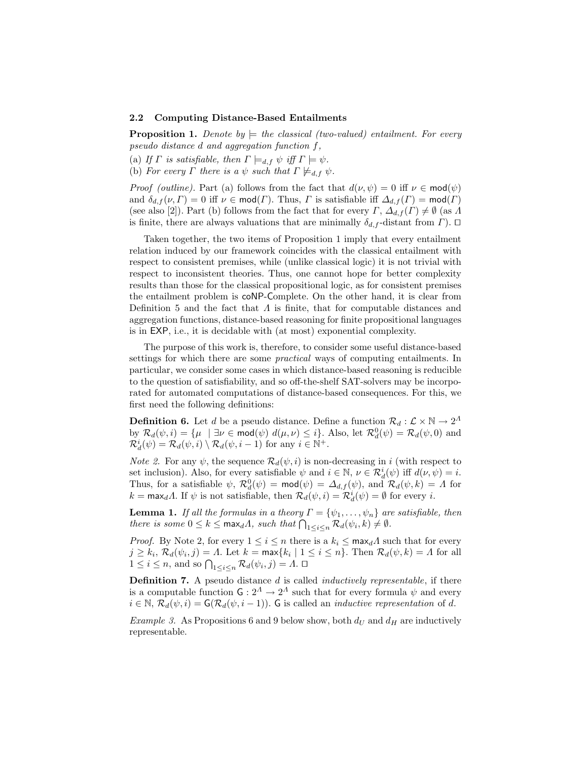### 2.2 Computing Distance-Based Entailments

**Proposition 1.** *Denote by $\models$ the classical (two-valued) entailment. For every pseudo distance $d$ and aggregation function $f$,*

(a) *If $\Gamma$ is satisfiable, then $\Gamma \models_{d,f} \psi$ iff $\Gamma \models \psi$.*

(b) *For every $\Gamma$ there is a $\psi$ such that $\Gamma \not\models_{d,f} \psi$.*

*Proof (outline).* Part (a) follows from the fact that $d(\nu, \psi) = 0$ iff $\nu \in \mathsf{mod}(\psi)$ and $\delta_{d,f}(\nu, \Gamma) = 0$ iff $\nu \in \mathsf{mod}(\Gamma)$. Thus, $\Gamma$ is satisfiable iff $\Delta_{d,f}(\Gamma) = \mathsf{mod}(\Gamma)$ (see also [2]). Part (b) follows from the fact that for every $\Gamma$, $\Delta_{d,f}(\Gamma) \neq \emptyset$ (as $\Lambda$ is finite, there are always valuations that are minimally $\delta_{d,f}$-distant from $\Gamma$). □

Taken together, the two items of Proposition 1 imply that every entailment relation induced by our framework coincides with the classical entailment with respect to consistent premises, while (unlike classical logic) it is not trivial with respect to inconsistent theories. Thus, one cannot hope for better complexity results than those for the classical propositional logic, as for consistent premises the entailment problem is coNP-Complete. On the other hand, it is clear from Definition 5 and the fact that $\Lambda$ is finite, that for computable distances and aggregation functions, distance-based reasoning for finite propositional languages is in EXP, i.e., it is decidable with (at most) exponential complexity.

The purpose of this work is, therefore, to consider some useful distance-based settings for which there are some *practical* ways of computing entailments. In particular, we consider some cases in which distance-based reasoning is reducible to the question of satisfiability, and so off-the-shelf SAT-solvers may be incorporated for automated computations of distance-based consequences. For this, we first need the following definitions:

**Definition 6.** Let $d$ be a pseudo distance. Define a function $\mathcal{R}_d : \mathcal{L} \times \mathbb{N} \to 2^{\Lambda}$ by $\mathcal{R}_d(\psi, i) = \{\mu \mid \exists \nu \in \mathsf{mod}(\psi)\ d(\mu, \nu) \leq i\}$. Also, let $\mathcal{R}^0_d(\psi) = \mathcal{R}_d(\psi, 0)$ and $\mathcal{R}^i_d(\psi) = \mathcal{R}_d(\psi, i) \setminus \mathcal{R}_d(\psi, i-1)$ for any $i \in \mathbb{N}^+$.

*Note 2.* For any $\psi$, the sequence $\mathcal{R}_d(\psi, i)$ is non-decreasing in $i$ (with respect to set inclusion). Also, for every satisfiable $\psi$ and $i \in \mathbb{N}$, $\nu \in \mathcal{R}^i_d(\psi)$ iff $d(\nu, \psi) = i$. Thus, for a satisfiable $\psi$, $\mathcal{R}^0_d(\psi) = \mathsf{mod}(\psi) = \Delta_{d,f}(\psi)$, and $\mathcal{R}_d(\psi, k) = \Lambda$ for $k = \mathsf{max}_d \Lambda$. If $\psi$ is not satisfiable, then $\mathcal{R}_d(\psi, i) = \mathcal{R}^i_d(\psi) = \emptyset$ for every $i$.

**Lemma 1.** *If all the formulas in a theory $\Gamma = \{\psi_1, \ldots, \psi_n\}$ are satisfiable, then there is some $0 \leq k \leq \mathsf{max}_d \Lambda$, such that $\bigcap_{1 \leq i \leq n} \mathcal{R}_d(\psi_i, k) \neq \emptyset$.*

*Proof.* By Note 2, for every $1 \leq i \leq n$ there is a $k_i \leq \mathsf{max}_d \Lambda$ such that for every $j \geq k_i$, $\mathcal{R}_d(\psi_i, j) = \Lambda$. Let $k = \mathsf{max}\{k_i \mid 1 \leq i \leq n\}$. Then $\mathcal{R}_d(\psi, k) = \Lambda$ for all $1 \leq i \leq n$, and so $\bigcap_{1 \leq i \leq n} \mathcal{R}_d(\psi_i, j) = \Lambda$. □

**Definition 7.** A pseudo distance $d$ is called *inductively representable*, if there is a computable function $\mathsf{G} : 2^{\Lambda} \to 2^{\Lambda}$ such that for every formula $\psi$ and every $i \in \mathbb{N}$, $\mathcal{R}_d(\psi, i) = \mathsf{G}(\mathcal{R}_d(\psi, i-1))$. $\mathsf{G}$ is called an *inductive representation* of $d$.

*Example 3.* As Propositions 6 and 9 below show, both $d_U$ and $d_H$ are inductively representable.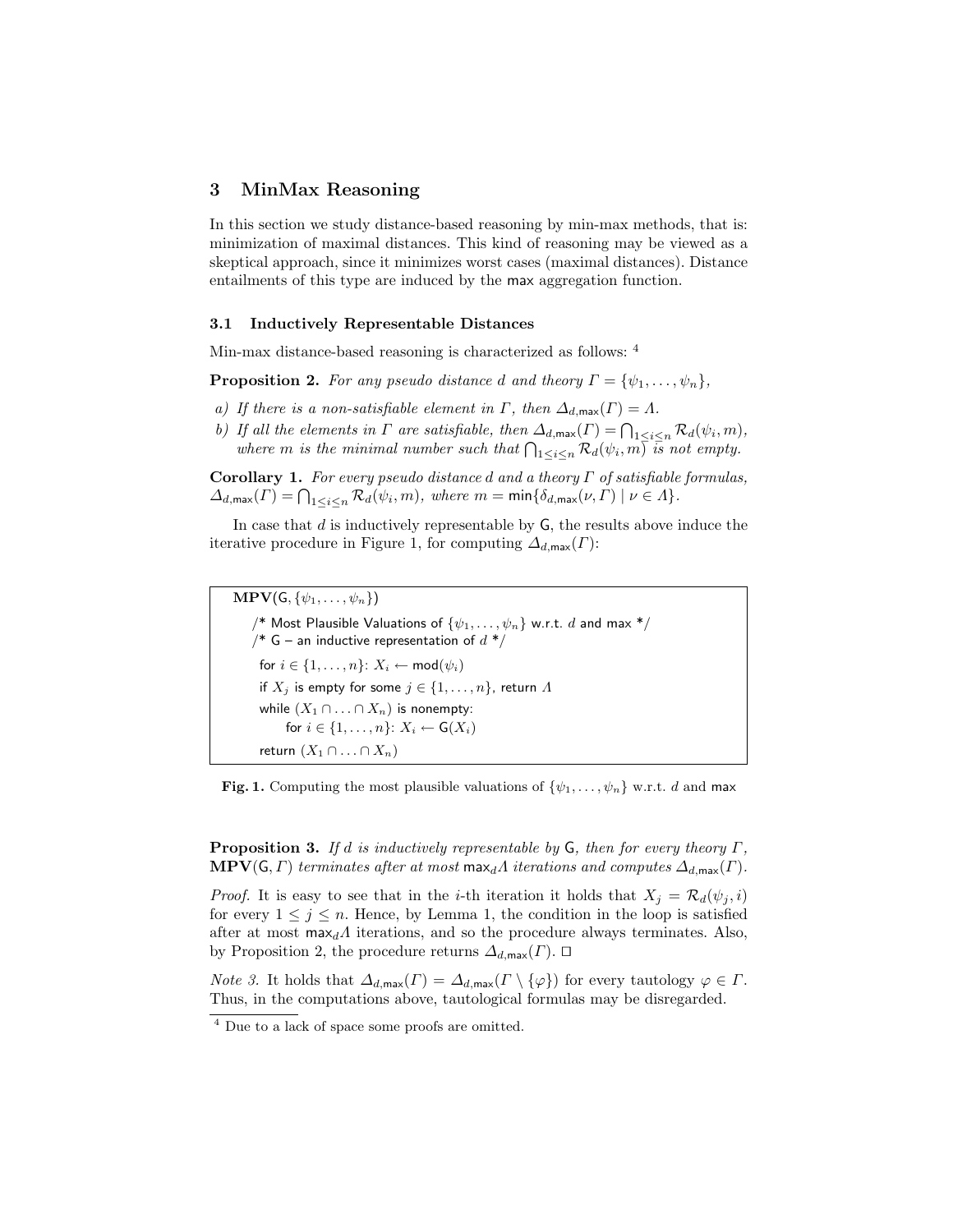## 3 MinMax Reasoning

In this section we study distance-based reasoning by min-max methods, that is: minimization of maximal distances. This kind of reasoning may be viewed as a skeptical approach, since it minimizes worst cases (maximal distances). Distance entailments of this type are induced by the max aggregation function.

### 3.1 Inductively Representable Distances

Min-max distance-based reasoning is characterized as follows: [4]

**Proposition 2.** *For any pseudo distance $d$ and theory $\Gamma = \{\psi_1, \ldots, \psi_n\}$,*

*a) If there is a non-satisfiable element in $\Gamma$, then $\Delta_{d,\mathsf{max}}(\Gamma) = \Lambda$.*

*b) If all the elements in $\Gamma$ are satisfiable, then $\Delta_{d,\mathsf{max}}(\Gamma) = \bigcap_{1 \leq i \leq n} \mathcal{R}_d(\psi_i, m)$, where $m$ is the minimal number such that $\bigcap_{1 \leq i \leq n} \mathcal{R}_d(\psi_i, m)$ is not empty.*

**Corollary 1.** *For every pseudo distance $d$ and a theory $\Gamma$ of satisfiable formulas, $\Delta_{d,\mathsf{max}}(\Gamma) = \bigcap_{1 \leq i \leq n} \mathcal{R}_d(\psi_i, m)$, where $m = \min\{\delta_{d,\mathsf{max}}(\nu, \Gamma) \mid \nu \in \Lambda\}$.*

In case that $d$ is inductively representable by $\mathsf{G}$, the results above induce the iterative procedure in Figure 1, for computing $\Delta_{d,\mathsf{max}}(\Gamma)$:

```
MPV(G, {ψ_1, ..., ψ_n})
    /* Most Plausible Valuations of {ψ_1, ..., ψ_n} w.r.t. d and max */
    /* G – an inductive representation of d */
    for i ∈ {1, ..., n}: X_i ← mod(ψ_i)
    if X_j is empty for some j ∈ {1, ..., n}, return Λ
    while (X_1 ∩ ... ∩ X_n) is nonempty:
        for i ∈ {1, ..., n}: X_i ← G(X_i)
    return (X_1 ∩ ... ∩ X_n)
```

**Fig. 1.** Computing the most plausible valuations of $\{\psi_1, \ldots, \psi_n\}$ w.r.t. $d$ and max

**Proposition 3.** *If $d$ is inductively representable by $\mathsf{G}$, then for every theory $\Gamma$, $\mathbf{MPV}(\mathsf{G}, \Gamma)$ terminates after at most $\mathsf{max}_d\Lambda$ iterations and computes $\Delta_{d,\mathsf{max}}(\Gamma)$.*

*Proof.* It is easy to see that in the $i$-th iteration it holds that $X_j = \mathcal{R}_d(\psi_j, i)$ for every $1 \leq j \leq n$. Hence, by Lemma 1, the condition in the loop is satisfied after at most $\mathsf{max}_d\Lambda$ iterations, and so the procedure always terminates. Also, by Proposition 2, the procedure returns $\Delta_{d,\mathsf{max}}(\Gamma)$. □

*Note 3.* It holds that $\Delta_{d,\mathsf{max}}(\Gamma) = \Delta_{d,\mathsf{max}}(\Gamma \setminus \{\varphi\})$ for every tautology $\varphi \in \Gamma$. Thus, in the computations above, tautological formulas may be disregarded.

[4] Due to a lack of space some proofs are omitted.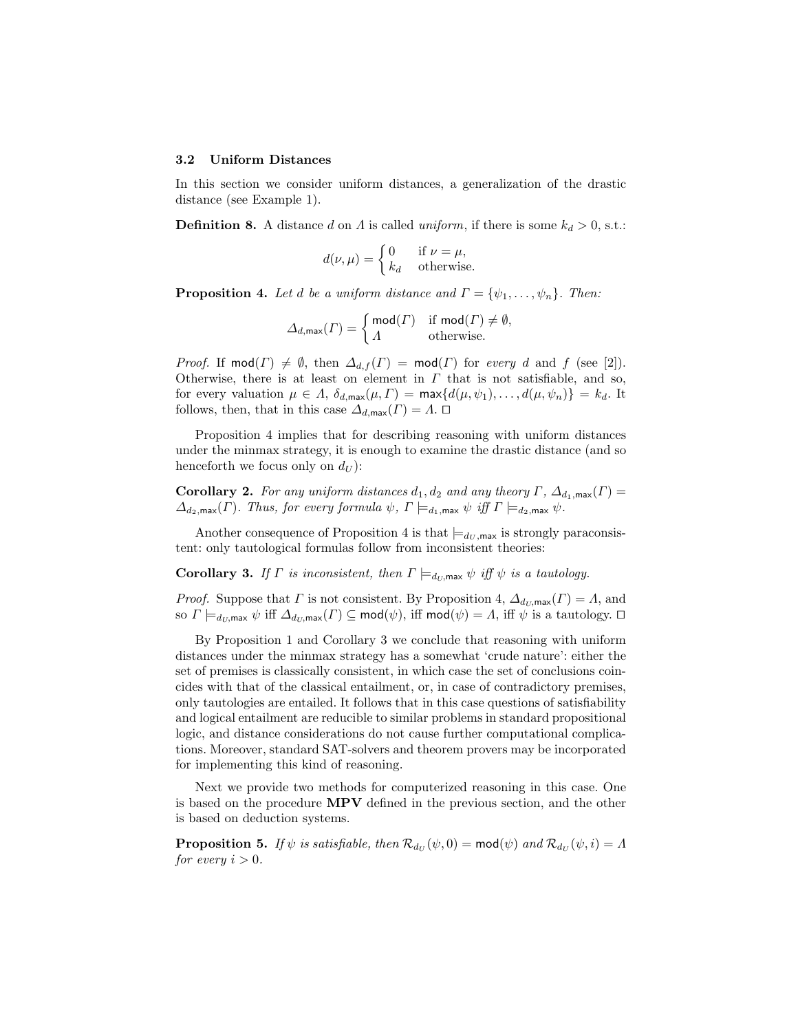### 3.2 Uniform Distances

In this section we consider uniform distances, a generalization of the drastic distance (see Example 1).

**Definition 8.** A distance $d$ on $\Lambda$ is called *uniform*, if there is some $k_d > 0$, s.t.:

$$d(\nu, \mu) = \begin{cases} 0 & \text{if } \nu = \mu, \\ k_d & \text{otherwise.} \end{cases}$$

**Proposition 4.** *Let $d$ be a uniform distance and $\Gamma = \{\psi_1, \ldots, \psi_n\}$. Then:*

$$\Delta_{d,\mathsf{max}}(\Gamma) = \begin{cases} \mathsf{mod}(\Gamma) & \text{if } \mathsf{mod}(\Gamma) \neq \emptyset, \\ \Lambda & \text{otherwise.} \end{cases}$$

*Proof.* If $\mathsf{mod}(\Gamma) \neq \emptyset$, then $\Delta_{d,f}(\Gamma) = \mathsf{mod}(\Gamma)$ for *every* $d$ and $f$ (see [2]). Otherwise, there is at least on element in $\Gamma$ that is not satisfiable, and so, for every valuation $\mu \in \Lambda$, $\delta_{d,\mathsf{max}}(\mu, \Gamma) = \mathsf{max}\{d(\mu, \psi_1), \ldots, d(\mu, \psi_n)\} = k_d$. It follows, then, that in this case $\Delta_{d,\mathsf{max}}(\Gamma) = \Lambda$. □

Proposition 4 implies that for describing reasoning with uniform distances under the minmax strategy, it is enough to examine the drastic distance (and so henceforth we focus only on $d_U$):

**Corollary 2.** *For any uniform distances $d_1, d_2$ and any theory $\Gamma$, $\Delta_{d_1,\mathsf{max}}(\Gamma) = \Delta_{d_2,\mathsf{max}}(\Gamma)$. Thus, for every formula $\psi$, $\Gamma \models_{d_1,\mathsf{max}} \psi$ iff $\Gamma \models_{d_2,\mathsf{max}} \psi$.*

Another consequence of Proposition 4 is that $\models_{d_U,\mathsf{max}}$ is strongly paraconsistent: only tautological formulas follow from inconsistent theories:

**Corollary 3.** *If $\Gamma$ is inconsistent, then $\Gamma \models_{d_U,\mathsf{max}} \psi$ iff $\psi$ is a tautology.*

*Proof.* Suppose that $\Gamma$ is not consistent. By Proposition 4, $\Delta_{d_U,\mathsf{max}}(\Gamma) = \Lambda$, and so $\Gamma \models_{d_U,\mathsf{max}} \psi$ iff $\Delta_{d_U,\mathsf{max}}(\Gamma) \subseteq \mathsf{mod}(\psi)$, iff $\mathsf{mod}(\psi) = \Lambda$, iff $\psi$ is a tautology. □

By Proposition 1 and Corollary 3 we conclude that reasoning with uniform distances under the minmax strategy has a somewhat 'crude nature': either the set of premises is classically consistent, in which case the set of conclusions coincides with that of the classical entailment, or, in case of contradictory premises, only tautologies are entailed. It follows that in this case questions of satisfiability and logical entailment are reducible to similar problems in standard propositional logic, and distance considerations do not cause further computational complications. Moreover, standard SAT-solvers and theorem provers may be incorporated for implementing this kind of reasoning.

Next we provide two methods for computerized reasoning in this case. One is based on the procedure **MPV** defined in the previous section, and the other is based on deduction systems.

**Proposition 5.** *If $\psi$ is satisfiable, then $\mathcal{R}_{d_U}(\psi, 0) = \mathsf{mod}(\psi)$ and $\mathcal{R}_{d_U}(\psi, i) = \Lambda$ for every $i > 0$.*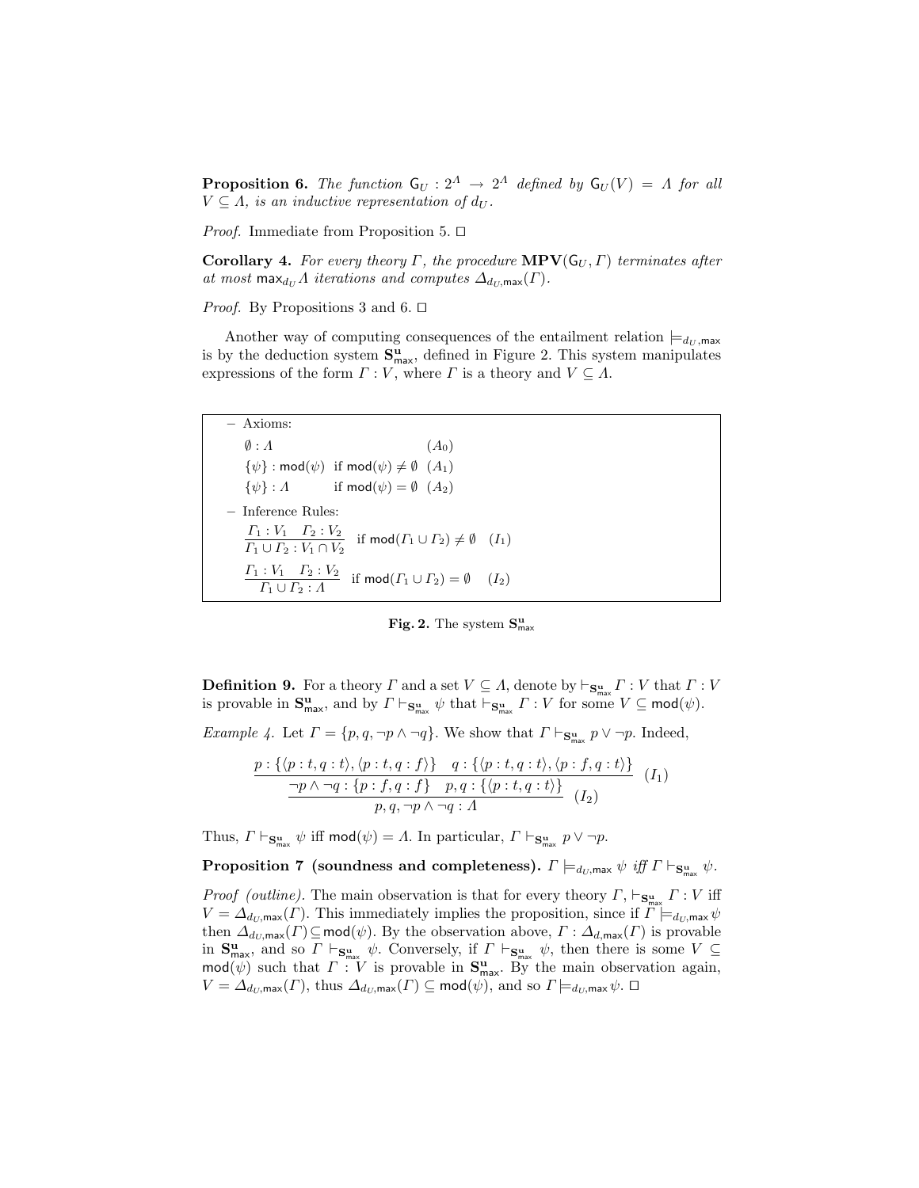**Proposition 6.** *The function $\mathsf{G}_U : 2^{\Lambda} \to 2^{\Lambda}$ defined by $\mathsf{G}_U(V) = \Lambda$ for all $V \subseteq \Lambda$, is an inductive representation of $d_U$.*

*Proof.* Immediate from Proposition 5. □

**Corollary 4.** *For every theory $\Gamma$, the procedure $\mathbf{MPV}(\mathsf{G}_U, \Gamma)$ terminates after at most $\mathsf{max}_{d_U} \Lambda$ iterations and computes $\Delta_{d_U,\mathsf{max}}(\Gamma)$.*

*Proof.* By Propositions 3 and 6. □

Another way of computing consequences of the entailment relation $\models_{d_U,\mathsf{max}}$ is by the deduction system $\mathbf{S}^{\mathbf{u}}_{\mathsf{max}}$, defined in Figure 2. This system manipulates expressions of the form $\Gamma : V$, where $\Gamma$ is a theory and $V \subseteq \Lambda$.

– Axioms:

$$\emptyset : \Lambda \qquad (A_0)$$

$$\{\psi\} : \mathsf{mod}(\psi) \ \text{ if } \mathsf{mod}(\psi) \neq \emptyset \quad (A_1)$$

$$\{\psi\} : \Lambda \ \text{ if } \mathsf{mod}(\psi) = \emptyset \quad (A_2)$$

– Inference Rules:

$$\frac{\Gamma_1 : V_1 \quad \Gamma_2 : V_2}{\Gamma_1 \cup \Gamma_2 : V_1 \cap V_2} \ \text{ if } \mathsf{mod}(\Gamma_1 \cup \Gamma_2) \neq \emptyset \quad (I_1)$$

$$\frac{\Gamma_1 : V_1 \quad \Gamma_2 : V_2}{\Gamma_1 \cup \Gamma_2 : \Lambda} \ \text{ if } \mathsf{mod}(\Gamma_1 \cup \Gamma_2) = \emptyset \quad (I_2)$$

**Fig. 2.** The system $\mathbf{S}^{\mathbf{u}}_{\mathsf{max}}$

**Definition 9.** For a theory $\Gamma$ and a set $V \subseteq \Lambda$, denote by $\vdash_{\mathbf{S}^{\mathbf{u}}_{\mathsf{max}}} \Gamma : V$ that $\Gamma : V$ is provable in $\mathbf{S}^{\mathbf{u}}_{\mathsf{max}}$, and by $\Gamma \vdash_{\mathbf{S}^{\mathbf{u}}_{\mathsf{max}}} \psi$ that $\vdash_{\mathbf{S}^{\mathbf{u}}_{\mathsf{max}}} \Gamma : V$ for some $V \subseteq \mathsf{mod}(\psi)$.

*Example 4.* Let $\Gamma = \{p, q, \neg p \wedge \neg q\}$. We show that $\Gamma \vdash_{\mathbf{S}^{\mathbf{u}}_{\mathsf{max}}} p \vee \neg p$. Indeed,

$$\cfrac{\neg p \wedge \neg q : \{p : f, q : f\} \quad \cfrac{p : \{\langle p : t, q : t\rangle, \langle p : t, q : f\rangle\} \quad q : \{\langle p : t, q : t\rangle, \langle p : f, q : t\rangle\}}{p, q : \{\langle p : t, q : t\rangle\}} \ (I_1)}{p, q, \neg p \wedge \neg q : \Lambda} \ (I_2)$$

Thus, $\Gamma \vdash_{\mathbf{S}^{\mathbf{u}}_{\mathsf{max}}} \psi$ iff $\mathsf{mod}(\psi) = \Lambda$. In particular, $\Gamma \vdash_{\mathbf{S}^{\mathbf{u}}_{\mathsf{max}}} p \vee \neg p$.

**Proposition 7 (soundness and completeness).** *$\Gamma \models_{d_U,\mathsf{max}} \psi$ iff $\Gamma \vdash_{\mathbf{S}^{\mathbf{u}}_{\mathsf{max}}} \psi$.*

*Proof (outline).* The main observation is that for every theory $\Gamma$, $\vdash_{\mathbf{S}^{\mathbf{u}}_{\mathsf{max}}} \Gamma : V$ iff $V = \Delta_{d_U,\mathsf{max}}(\Gamma)$. This immediately implies the proposition, since if $\Gamma \models_{d_U,\mathsf{max}} \psi$ then $\Delta_{d_U,\mathsf{max}}(\Gamma) \subseteq \mathsf{mod}(\psi)$. By the observation above, $\Gamma : \Delta_{d,\mathsf{max}}(\Gamma)$ is provable in $\mathbf{S}^{\mathbf{u}}_{\mathsf{max}}$, and so $\Gamma \vdash_{\mathbf{S}^{\mathbf{u}}_{\mathsf{max}}} \psi$. Conversely, if $\Gamma \vdash_{\mathbf{S}^{\mathbf{u}}_{\mathsf{max}}} \psi$, then there is some $V \subseteq \mathsf{mod}(\psi)$ such that $\Gamma : V$ is provable in $\mathbf{S}^{\mathbf{u}}_{\mathsf{max}}$. By the main observation again, $V = \Delta_{d_U,\mathsf{max}}(\Gamma)$, thus $\Delta_{d_U,\mathsf{max}}(\Gamma) \subseteq \mathsf{mod}(\psi)$, and so $\Gamma \models_{d_U,\mathsf{max}} \psi$. □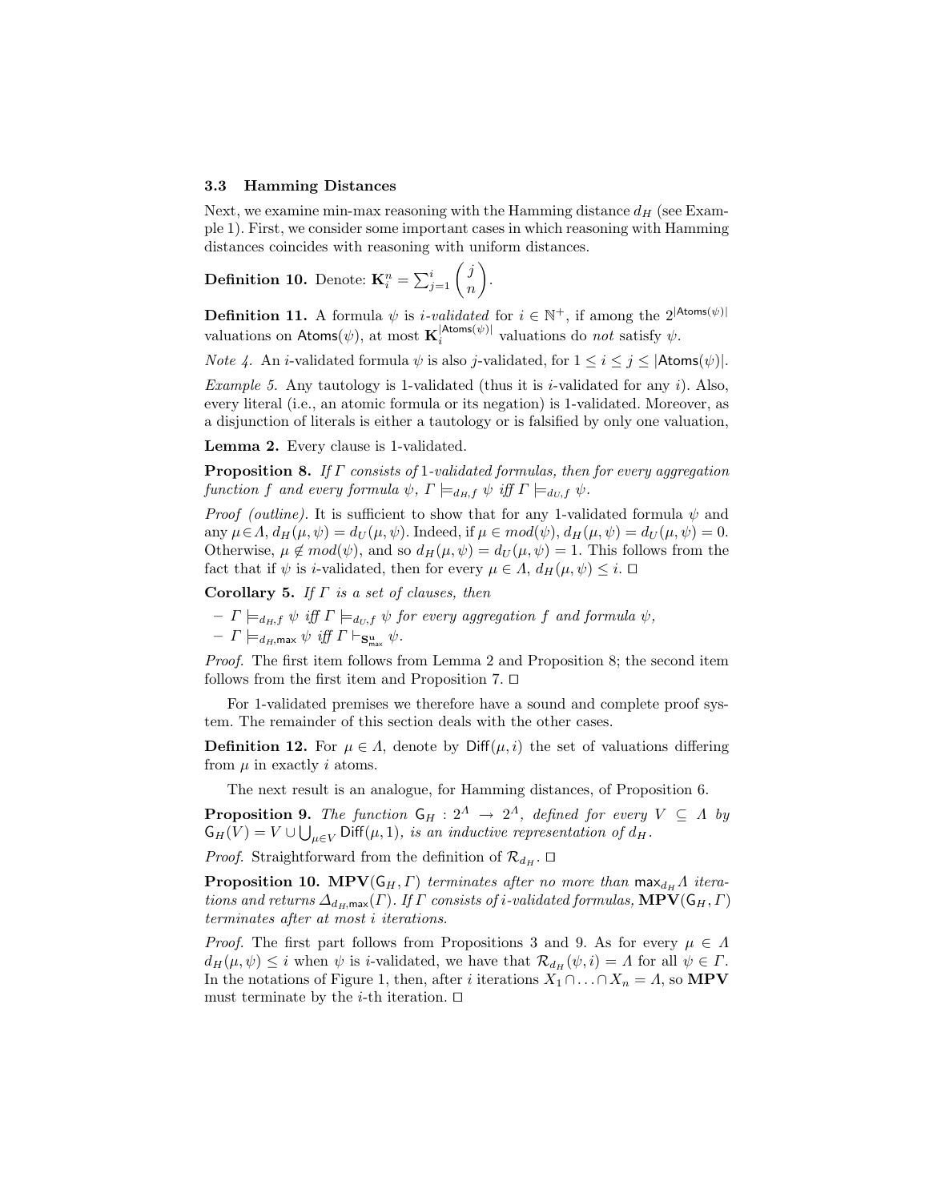### 3.3 Hamming Distances

Next, we examine min-max reasoning with the Hamming distance $d_H$ (see Example 1). First, we consider some important cases in which reasoning with Hamming distances coincides with reasoning with uniform distances.

**Definition 10.** Denote: $\mathbf{K}_i^n = \sum_{j=1}^{i} \binom{j}{n}$.

**Definition 11.** A formula $\psi$ is *i-validated* for $i \in \mathbb{N}^+$, if among the $2^{|\mathsf{Atoms}(\psi)|}$ valuations on $\mathsf{Atoms}(\psi)$, at most $\mathbf{K}_i^{|\mathsf{Atoms}(\psi)|}$ valuations do *not* satisfy $\psi$.

*Note 4.* An $i$-validated formula $\psi$ is also $j$-validated, for $1 \leq i \leq j \leq |\mathsf{Atoms}(\psi)|$.

*Example 5.* Any tautology is 1-validated (thus it is $i$-validated for any $i$). Also, every literal (i.e., an atomic formula or its negation) is 1-validated. Moreover, as a disjunction of literals is either a tautology or is falsified by only one valuation,

**Lemma 2.** Every clause is 1-validated.

**Proposition 8.** *If $\Gamma$ consists of 1-validated formulas, then for every aggregation function $f$ and every formula $\psi$, $\Gamma \models_{d_H,f} \psi$ iff $\Gamma \models_{d_U,f} \psi$.*

*Proof (outline).* It is sufficient to show that for any 1-validated formula $\psi$ and any $\mu \in \Lambda$, $d_H(\mu, \psi) = d_U(\mu, \psi)$. Indeed, if $\mu \in mod(\psi)$, $d_H(\mu, \psi) = d_U(\mu, \psi) = 0$. Otherwise, $\mu \notin mod(\psi)$, and so $d_H(\mu, \psi) = d_U(\mu, \psi) = 1$. This follows from the fact that if $\psi$ is $i$-validated, then for every $\mu \in \Lambda$, $d_H(\mu, \psi) \leq i$. □

**Corollary 5.** *If $\Gamma$ is a set of clauses, then*

- *$\Gamma \models_{d_H,f} \psi$ iff $\Gamma \models_{d_U,f} \psi$ for every aggregation $f$ and formula $\psi$,*
- *$\Gamma \models_{d_H,\max} \psi$ iff $\Gamma \vdash_{\mathbf{S}^{\mathbf{u}}_{\max}} \psi$.*

*Proof.* The first item follows from Lemma 2 and Proposition 8; the second item follows from the first item and Proposition 7. □

For 1-validated premises we therefore have a sound and complete proof system. The remainder of this section deals with the other cases.

**Definition 12.** For $\mu \in \Lambda$, denote by $\mathsf{Diff}(\mu, i)$ the set of valuations differing from $\mu$ in exactly $i$ atoms.

The next result is an analogue, for Hamming distances, of Proposition 6.

**Proposition 9.** *The function $\mathsf{G}_H : 2^{\Lambda} \to 2^{\Lambda}$, defined for every $V \subseteq \Lambda$ by $\mathsf{G}_H(V) = V \cup \bigcup_{\mu \in V} \mathsf{Diff}(\mu, 1)$, is an inductive representation of $d_H$.*

*Proof.* Straightforward from the definition of $\mathcal{R}_{d_H}$. □

**Proposition 10.** $\mathbf{MPV}(\mathsf{G}_H, \Gamma)$ *terminates after no more than $\max_{d_H} \Lambda$ iterations and returns $\Delta_{d_H,\max}(\Gamma)$. If $\Gamma$ consists of $i$-validated formulas, $\mathbf{MPV}(\mathsf{G}_H, \Gamma)$ terminates after at most $i$ iterations.*

*Proof.* The first part follows from Propositions 3 and 9. As for every $\mu \in \Lambda$ $d_H(\mu, \psi) \leq i$ when $\psi$ is $i$-validated, we have that $\mathcal{R}_{d_H}(\psi, i) = \Lambda$ for all $\psi \in \Gamma$. In the notations of Figure 1, then, after $i$ iterations $X_1 \cap \ldots \cap X_n = \Lambda$, so $\mathbf{MPV}$ must terminate by the $i$-th iteration. □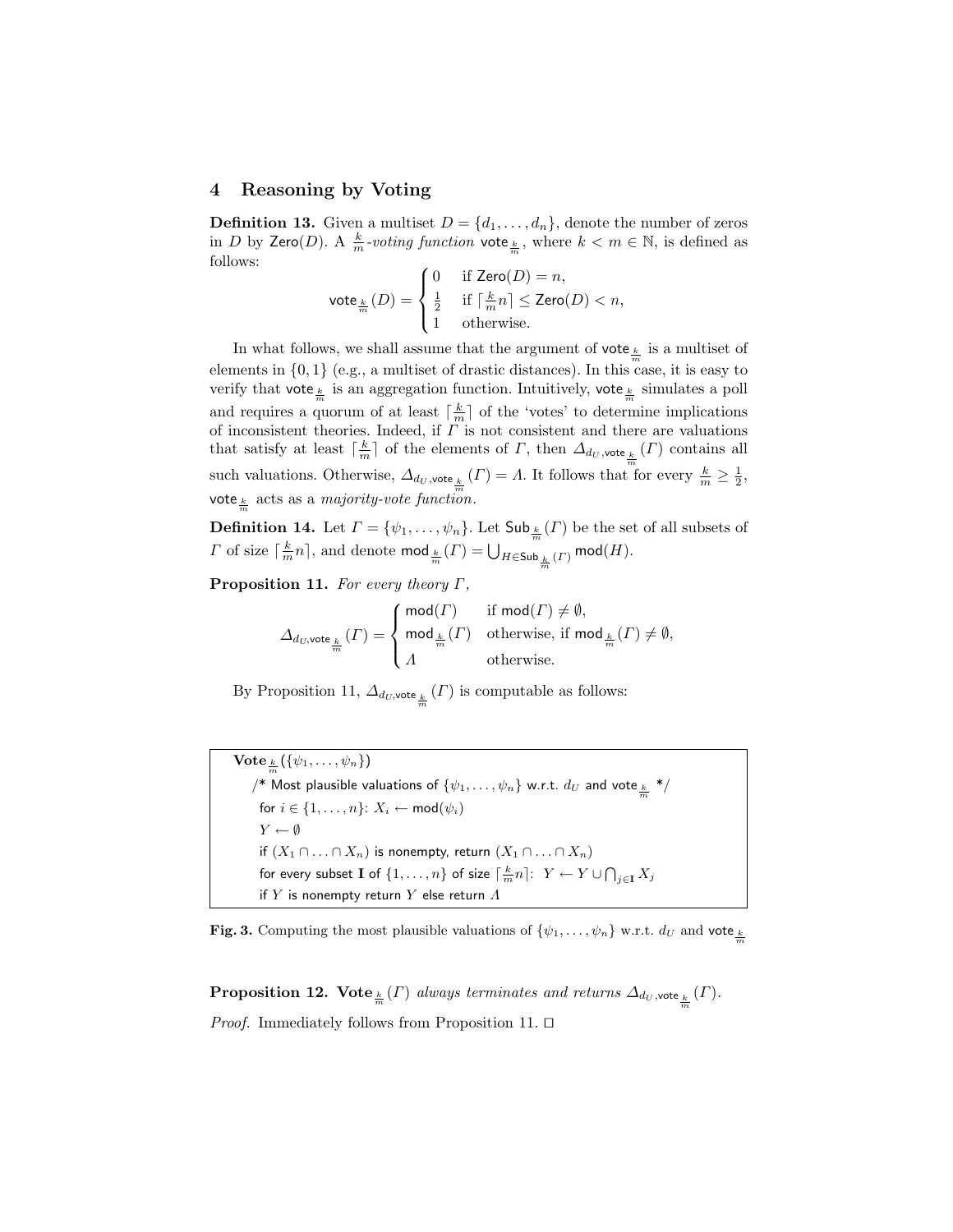## 4 Reasoning by Voting

**Definition 13.** Given a multiset $D = \{d_1, \ldots, d_n\}$, denote the number of zeros in $D$ by $\mathsf{Zero}(D)$. A $\frac{k}{m}$*-voting function* $\mathsf{vote}_{\frac{k}{m}}$, where $k < m \in \mathbb{N}$, is defined as follows:

$$\mathsf{vote}_{\frac{k}{m}}(D) = \begin{cases} 0 & \text{if } \mathsf{Zero}(D) = n, \\ \frac{1}{2} & \text{if } \lceil \frac{k}{m} n \rceil \leq \mathsf{Zero}(D) < n, \\ 1 & \text{otherwise.} \end{cases}$$

In what follows, we shall assume that the argument of $\mathsf{vote}_{\frac{k}{m}}$ is a multiset of elements in $\{0, 1\}$ (e.g., a multiset of drastic distances). In this case, it is easy to verify that $\mathsf{vote}_{\frac{k}{m}}$ is an aggregation function. Intuitively, $\mathsf{vote}_{\frac{k}{m}}$ simulates a poll and requires a quorum of at least $\lceil \frac{k}{m} \rceil$ of the 'votes' to determine implications of inconsistent theories. Indeed, if $\Gamma$ is not consistent and there are valuations that satisfy at least $\lceil \frac{k}{m} \rceil$ of the elements of $\Gamma$, then $\Delta_{d_U, \mathsf{vote}_{\frac{k}{m}}}(\Gamma)$ contains all such valuations. Otherwise, $\Delta_{d_U, \mathsf{vote}_{\frac{k}{m}}}(\Gamma) = \Lambda$. It follows that for every $\frac{k}{m} \geq \frac{1}{2}$, $\mathsf{vote}_{\frac{k}{m}}$ acts as a *majority-vote function*.

**Definition 14.** Let $\Gamma = \{\psi_1, \ldots, \psi_n\}$. Let $\mathsf{Sub}_{\frac{k}{m}}(\Gamma)$ be the set of all subsets of $\Gamma$ of size $\lceil \frac{k}{m} n \rceil$, and denote $\mathsf{mod}_{\frac{k}{m}}(\Gamma) = \bigcup_{H \in \mathsf{Sub}_{\frac{k}{m}}(\Gamma)} \mathsf{mod}(H)$.

**Proposition 11.** *For every theory $\Gamma$,*

$$\Delta_{d_U, \mathsf{vote}_{\frac{k}{m}}}(\Gamma) = \begin{cases} \mathsf{mod}(\Gamma) & \text{if } \mathsf{mod}(\Gamma) \neq \emptyset, \\ \mathsf{mod}_{\frac{k}{m}}(\Gamma) & \text{otherwise, if } \mathsf{mod}_{\frac{k}{m}}(\Gamma) \neq \emptyset, \\ \Lambda & \text{otherwise.} \end{cases}$$

By Proposition 11, $\Delta_{d_U, \mathsf{vote}_{\frac{k}{m}}}(\Gamma)$ is computable as follows:

```
Vote_{k/m}({ψ_1, ..., ψ_n})
  /* Most plausible valuations of {ψ_1, ..., ψ_n} w.r.t. d_U and vote_{k/m} */
  for i ∈ {1, ..., n}: X_i ← mod(ψ_i)
  Y ← ∅
  if (X_1 ∩ ... ∩ X_n) is nonempty, return (X_1 ∩ ... ∩ X_n)
  for every subset I of {1, ..., n} of size ⌈(k/m) n⌉:  Y ← Y ∪ ⋂_{j∈I} X_j
  if Y is nonempty return Y else return Λ
```

**Fig. 3.** Computing the most plausible valuations of $\{\psi_1, \ldots, \psi_n\}$ w.r.t. $d_U$ and $\mathsf{vote}_{\frac{k}{m}}$

**Proposition 12.** $\mathbf{Vote}_{\frac{k}{m}}(\Gamma)$ *always terminates and returns* $\Delta_{d_U, \mathsf{vote}_{\frac{k}{m}}}(\Gamma)$.

*Proof.* Immediately follows from Proposition 11. □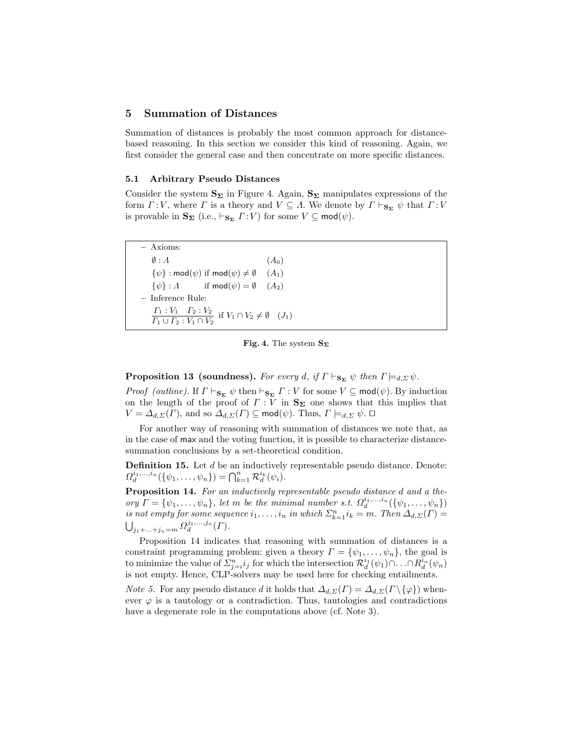## 5 Summation of Distances

Summation of distances is probably the most common approach for distance-based reasoning. In this section we consider this kind of reasoning. Again, we first consider the general case and then concentrate on more specific distances.

### 5.1 Arbitrary Pseudo Distances

Consider the system $\mathbf{S_\Sigma}$ in Figure 4. Again, $\mathbf{S_\Sigma}$ manipulates expressions of the form $\Gamma : V$, where $\Gamma$ is a theory and $V \subseteq \Lambda$. We denote by $\Gamma \vdash_{\mathbf{S_\Sigma}} \psi$ that $\Gamma : V$ is provable in $\mathbf{S_\Sigma}$ (i.e., $\vdash_{\mathbf{S_\Sigma}} \Gamma : V$) for some $V \subseteq \mathsf{mod}(\psi)$.

– Axioms:

$\emptyset : \Lambda \quad (A_0)$

$\{\psi\} : \mathsf{mod}(\psi)$ if $\mathsf{mod}(\psi) \neq \emptyset \quad (A_1)$

$\{\psi\} : \Lambda$ if $\mathsf{mod}(\psi) = \emptyset \quad (A_2)$

– Inference Rule:

$$\frac{\Gamma_1 : V_1 \quad \Gamma_2 : V_2}{\Gamma_1 \cup \Gamma_2 : V_1 \cap V_2} \text{ if } V_1 \cap V_2 \neq \emptyset \quad (J_1)$$

**Fig. 4.** The system $\mathbf{S_\Sigma}$

**Proposition 13 (soundness).** *For every $d$, if $\Gamma \vdash_{\mathbf{S_\Sigma}} \psi$ then $\Gamma \models_{d,\Sigma} \psi$.*

*Proof (outline).* If $\Gamma \vdash_{\mathbf{S_\Sigma}} \psi$ then $\vdash_{\mathbf{S_\Sigma}} \Gamma : V$ for some $V \subseteq \mathsf{mod}(\psi)$. By induction on the length of the proof of $\Gamma : V$ in $\mathbf{S_\Sigma}$ one shows that this implies that $V = \Delta_{d,\Sigma}(\Gamma)$, and so $\Delta_{d,\Sigma}(\Gamma) \subseteq \mathsf{mod}(\psi)$. Thus, $\Gamma \models_{d,\Sigma} \psi$. □

For another way of reasoning with summation of distances we note that, as in the case of $\mathsf{max}$ and the voting function, it is possible to characterize distance-summation conclusions by a set-theoretical condition.

**Definition 15.** Let $d$ be an inductively representable pseudo distance. Denote: $\Omega_d^{i_1,\ldots,i_n}(\{\psi_1,\ldots,\psi_n\}) = \bigcap_{k=1}^n \mathcal{R}_d^{i_k}(\psi_i)$.

**Proposition 14.** *For an inductively representable pseudo distance $d$ and a theory $\Gamma = \{\psi_1,\ldots,\psi_n\}$, let $m$ be the minimal number s.t. $\Omega_d^{i_1,\ldots,i_n}(\{\psi_1,\ldots,\psi_n\})$ is not empty for some sequence $i_1,\ldots,i_n$ in which $\Sigma_{k=1}^n i_k = m$. Then $\Delta_{d,\Sigma}(\Gamma) = \bigcup_{j_1+\ldots+j_n=m} \Omega_d^{j_1,\ldots,j_n}(\Gamma)$.*

Proposition 14 indicates that reasoning with summation of distances is a constraint programming problem: given a theory $\Gamma = \{\psi_1,\ldots,\psi_n\}$, the goal is to minimize the value of $\Sigma_{j=i}^n i_j$ for which the intersection $\mathcal{R}_d^{i_1}(\psi_1) \cap \ldots \cap R_d^{i_n}(\psi_n)$ is not empty. Hence, CLP-solvers may be used here for checking entailments.

*Note 5.* For any pseudo distance $d$ it holds that $\Delta_{d,\Sigma}(\Gamma) = \Delta_{d,\Sigma}(\Gamma \setminus \{\varphi\})$ whenever $\varphi$ is a tautology or a contradiction. Thus, tautologies and contradictions have a degenerate role in the computations above (cf. Note 3).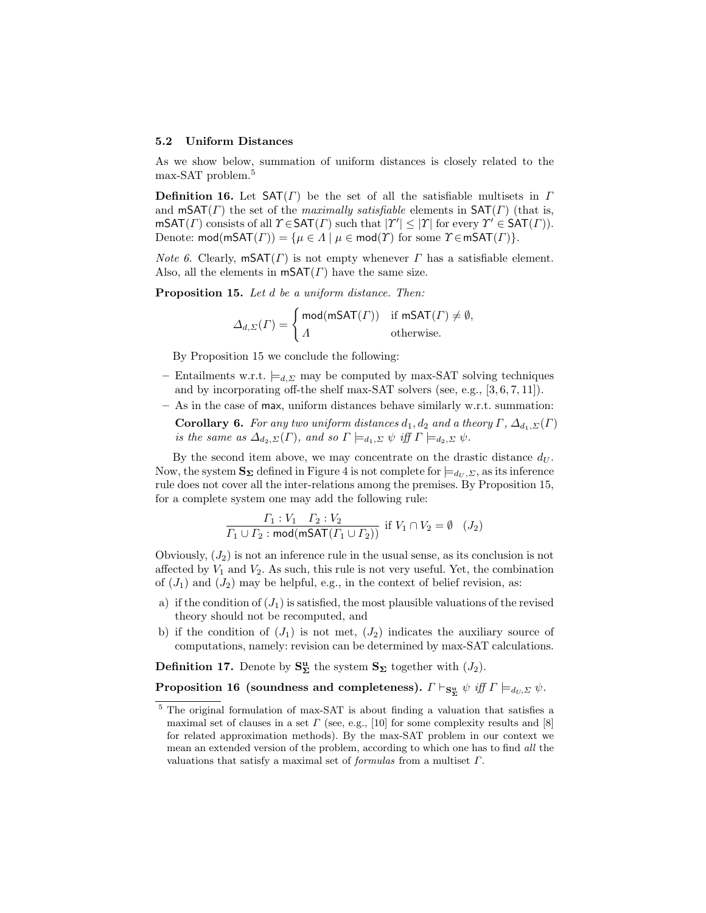### 5.2 Uniform Distances

As we show below, summation of uniform distances is closely related to the max-SAT problem.[5]

**Definition 16.** Let $\mathsf{SAT}(\Gamma)$ be the set of all the satisfiable multisets in $\Gamma$ and $\mathsf{mSAT}(\Gamma)$ the set of the *maximally satisfiable* elements in $\mathsf{SAT}(\Gamma)$ (that is, $\mathsf{mSAT}(\Gamma)$ consists of all $\Upsilon \in \mathsf{SAT}(\Gamma)$ such that $|\Upsilon'| \leq |\Upsilon|$ for every $\Upsilon' \in \mathsf{SAT}(\Gamma)$). Denote: $\mathsf{mod}(\mathsf{mSAT}(\Gamma)) = \{\mu \in \Lambda \mid \mu \in \mathsf{mod}(\Upsilon) \text{ for some } \Upsilon \in \mathsf{mSAT}(\Gamma)\}$.

*Note 6.* Clearly, $\mathsf{mSAT}(\Gamma)$ is not empty whenever $\Gamma$ has a satisfiable element. Also, all the elements in $\mathsf{mSAT}(\Gamma)$ have the same size.

**Proposition 15.** *Let $d$ be a uniform distance. Then:*

$$\Delta_{d,\Sigma}(\Gamma) = \begin{cases} \mathsf{mod}(\mathsf{mSAT}(\Gamma)) & \text{if } \mathsf{mSAT}(\Gamma) \neq \emptyset, \\ \Lambda & \text{otherwise.} \end{cases}$$

By Proposition 15 we conclude the following:

- Entailments w.r.t. $\models_{d,\Sigma}$ may be computed by max-SAT solving techniques and by incorporating off-the shelf max-SAT solvers (see, e.g., [3, 6, 7, 11]).
- As in the case of $\mathsf{max}$, uniform distances behave similarly w.r.t. summation:

  **Corollary 6.** *For any two uniform distances $d_1, d_2$ and a theory $\Gamma$, $\Delta_{d_1,\Sigma}(\Gamma)$ is the same as $\Delta_{d_2,\Sigma}(\Gamma)$, and so $\Gamma \models_{d_1,\Sigma} \psi$ iff $\Gamma \models_{d_2,\Sigma} \psi$.*

By the second item above, we may concentrate on the drastic distance $d_U$. Now, the system $\mathbf{S_\Sigma}$ defined in Figure 4 is not complete for $\models_{d_U,\Sigma}$, as its inference rule does not cover all the inter-relations among the premises. By Proposition 15, for a complete system one may add the following rule:

$$\frac{\Gamma_1 : V_1 \quad \Gamma_2 : V_2}{\Gamma_1 \cup \Gamma_2 : \mathsf{mod}(\mathsf{mSAT}(\Gamma_1 \cup \Gamma_2))} \text{ if } V_1 \cap V_2 = \emptyset \quad (J_2)$$

Obviously, $(J_2)$ is not an inference rule in the usual sense, as its conclusion is not affected by $V_1$ and $V_2$. As such, this rule is not very useful. Yet, the combination of $(J_1)$ and $(J_2)$ may be helpful, e.g., in the context of belief revision, as:

a) if the condition of $(J_1)$ is satisfied, the most plausible valuations of the revised theory should not be recomputed, and
b) if the condition of $(J_1)$ is not met, $(J_2)$ indicates the auxiliary source of computations, namely: revision can be determined by max-SAT calculations.

**Definition 17.** Denote by $\mathbf{S^u_\Sigma}$ the system $\mathbf{S_\Sigma}$ together with $(J_2)$.

**Proposition 16 (soundness and completeness).** $\Gamma \vdash_{\mathbf{S^u_\Sigma}} \psi$ *iff* $\Gamma \models_{d_U,\Sigma} \psi$.

---

[5] The original formulation of max-SAT is about finding a valuation that satisfies a maximal set of clauses in a set $\Gamma$ (see, e.g., [10] for some complexity results and [8] for related approximation methods). By the max-SAT problem in our context we mean an extended version of the problem, according to which one has to find *all* the valuations that satisfy a maximal set of *formulas* from a multiset $\Gamma$.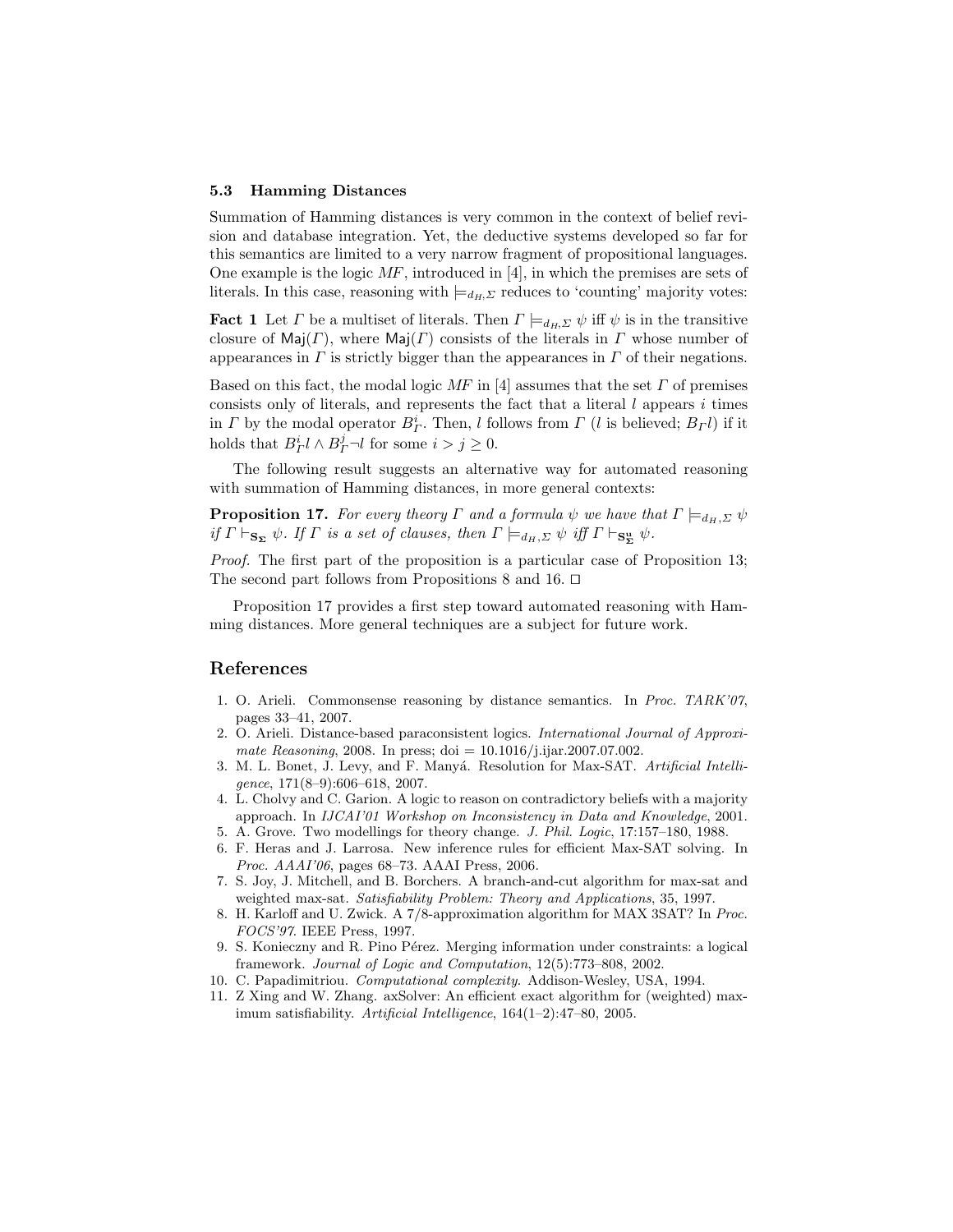### 5.3 Hamming Distances

Summation of Hamming distances is very common in the context of belief revision and database integration. Yet, the deductive systems developed so far for this semantics are limited to a very narrow fragment of propositional languages. One example is the logic *MF*, introduced in [4], in which the premises are sets of literals. In this case, reasoning with $\models_{d_H,\Sigma}$ reduces to 'counting' majority votes:

**Fact 1** Let $\Gamma$ be a multiset of literals. Then $\Gamma \models_{d_H,\Sigma} \psi$ iff $\psi$ is in the transitive closure of $\mathsf{Maj}(\Gamma)$, where $\mathsf{Maj}(\Gamma)$ consists of the literals in $\Gamma$ whose number of appearances in $\Gamma$ is strictly bigger than the appearances in $\Gamma$ of their negations.

Based on this fact, the modal logic *MF* in [4] assumes that the set $\Gamma$ of premises consists only of literals, and represents the fact that a literal $l$ appears $i$ times in $\Gamma$ by the modal operator $B^i_\Gamma$. Then, $l$ follows from $\Gamma$ ($l$ is believed; $B_\Gamma l$) if it holds that $B^i_\Gamma l \wedge B^j_\Gamma \neg l$ for some $i > j \geq 0$.

The following result suggests an alternative way for automated reasoning with summation of Hamming distances, in more general contexts:

**Proposition 17.** *For every theory $\Gamma$ and a formula $\psi$ we have that $\Gamma \models_{d_H,\Sigma} \psi$ if $\Gamma \vdash_{\mathbf{S_\Sigma}} \psi$. If $\Gamma$ is a set of clauses, then $\Gamma \models_{d_H,\Sigma} \psi$ iff $\Gamma \vdash_{\mathbf{S^u_\Sigma}} \psi$.*

*Proof.* The first part of the proposition is a particular case of Proposition 13; The second part follows from Propositions 8 and 16. □

Proposition 17 provides a first step toward automated reasoning with Hamming distances. More general techniques are a subject for future work.

## References

1. O. Arieli. Commonsense reasoning by distance semantics. In *Proc. TARK'07*, pages 33–41, 2007.
2. O. Arieli. Distance-based paraconsistent logics. *International Journal of Approximate Reasoning*, 2008. In press; doi = 10.1016/j.ijar.2007.07.002.
3. M. L. Bonet, J. Levy, and F. Manyá. Resolution for Max-SAT. *Artificial Intelligence*, 171(8–9):606–618, 2007.
4. L. Cholvy and C. Garion. A logic to reason on contradictory beliefs with a majority approach. In *IJCAI'01 Workshop on Inconsistency in Data and Knowledge*, 2001.
5. A. Grove. Two modellings for theory change. *J. Phil. Logic*, 17:157–180, 1988.
6. F. Heras and J. Larrosa. New inference rules for efficient Max-SAT solving. In *Proc. AAAI'06*, pages 68–73. AAAI Press, 2006.
7. S. Joy, J. Mitchell, and B. Borchers. A branch-and-cut algorithm for max-sat and weighted max-sat. *Satisfiability Problem: Theory and Applications*, 35, 1997.
8. H. Karloff and U. Zwick. A 7/8-approximation algorithm for MAX 3SAT? In *Proc. FOCS'97*. IEEE Press, 1997.
9. S. Konieczny and R. Pino Pérez. Merging information under constraints: a logical framework. *Journal of Logic and Computation*, 12(5):773–808, 2002.
10. C. Papadimitriou. *Computational complexity*. Addison-Wesley, USA, 1994.
11. Z Xing and W. Zhang. axSolver: An efficient exact algorithm for (weighted) maximum satisfiability. *Artificial Intelligence*, 164(1–2):47–80, 2005.